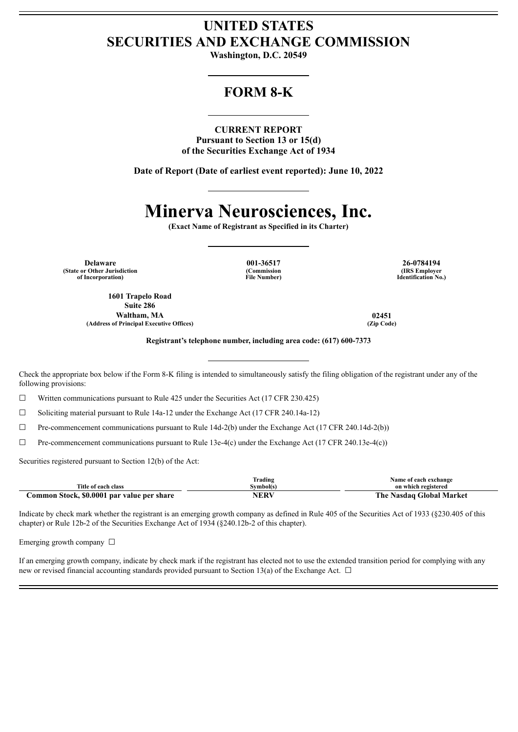# UNITED STATES
# SECURITIES AND EXCHANGE COMMISSION

**Washington, D.C. 20549**

## FORM 8-K

**CURRENT REPORT**
**Pursuant to Section 13 or 15(d)**
**of the Securities Exchange Act of 1934**

**Date of Report (Date of earliest event reported): June 10, 2022**

# Minerva Neurosciences, Inc.

**(Exact Name of Registrant as Specified in its Charter)**

| **Delaware** | **001-36517** | **26-0784194** |
|---|---|---|
| **(State or Other Jurisdiction of Incorporation)** | **(Commission File Number)** | **(IRS Employer Identification No.)** |

| **1601 Trapelo Road Suite 286 Waltham, MA** | **02451** |
|---|---|
| **(Address of Principal Executive Offices)** | **(Zip Code)** |

**Registrant's telephone number, including area code: (617) 600-7373**

Check the appropriate box below if the Form 8-K filing is intended to simultaneously satisfy the filing obligation of the registrant under any of the following provisions:

☐ Written communications pursuant to Rule 425 under the Securities Act (17 CFR 230.425)

☐ Soliciting material pursuant to Rule 14a-12 under the Exchange Act (17 CFR 240.14a-12)

☐ Pre-commencement communications pursuant to Rule 14d-2(b) under the Exchange Act (17 CFR 240.14d-2(b))

☐ Pre-commencement communications pursuant to Rule 13e-4(c) under the Exchange Act (17 CFR 240.13e-4(c))

Securities registered pursuant to Section 12(b) of the Act:

| Title of each class | Trading Symbol(s) | Name of each exchange on which registered |
|---|---|---|
| **Common Stock, $0.0001 par value per share** | **NERV** | **The Nasdaq Global Market** |

Indicate by check mark whether the registrant is an emerging growth company as defined in Rule 405 of the Securities Act of 1933 (§230.405 of this chapter) or Rule 12b-2 of the Securities Exchange Act of 1934 (§240.12b-2 of this chapter).

Emerging growth company ☐

If an emerging growth company, indicate by check mark if the registrant has elected not to use the extended transition period for complying with any new or revised financial accounting standards provided pursuant to Section 13(a) of the Exchange Act. ☐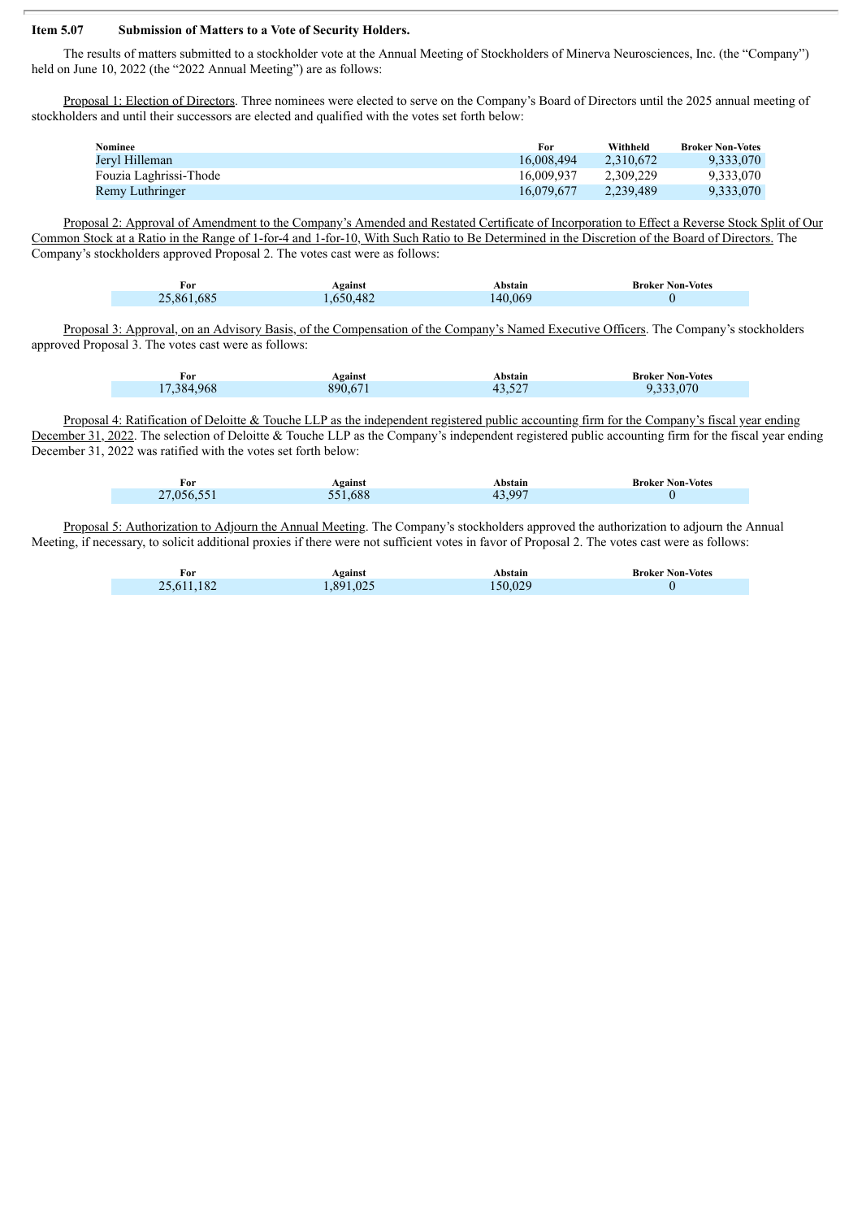**Item 5.07 Submission of Matters to a Vote of Security Holders.**

The results of matters submitted to a stockholder vote at the Annual Meeting of Stockholders of Minerva Neurosciences, Inc. (the "Company") held on June 10, 2022 (the "2022 Annual Meeting") are as follows:

Proposal 1: Election of Directors. Three nominees were elected to serve on the Company's Board of Directors until the 2025 annual meeting of stockholders and until their successors are elected and qualified with the votes set forth below:

| Nominee | For | Withheld | Broker Non-Votes |
|---|---|---|---|
| Jeryl Hilleman | 16,008,494 | 2,310,672 | 9,333,070 |
| Fouzia Laghrissi-Thode | 16,009,937 | 2,309,229 | 9,333,070 |
| Remy Luthringer | 16,079,677 | 2,239,489 | 9,333,070 |

Proposal 2: Approval of Amendment to the Company's Amended and Restated Certificate of Incorporation to Effect a Reverse Stock Split of Our Common Stock at a Ratio in the Range of 1-for-4 and 1-for-10, With Such Ratio to Be Determined in the Discretion of the Board of Directors. The Company's stockholders approved Proposal 2. The votes cast were as follows:

| For | Against | Abstain | Broker Non-Votes |
|---|---|---|---|
| 25,861,685 | 1,650,482 | 140,069 | 0 |

Proposal 3: Approval, on an Advisory Basis, of the Compensation of the Company's Named Executive Officers. The Company's stockholders approved Proposal 3. The votes cast were as follows:

| For | Against | Abstain | Broker Non-Votes |
|---|---|---|---|
| 17,384,968 | 890,671 | 43,527 | 9,333,070 |

Proposal 4: Ratification of Deloitte & Touche LLP as the independent registered public accounting firm for the Company's fiscal year ending December 31, 2022. The selection of Deloitte & Touche LLP as the Company's independent registered public accounting firm for the fiscal year ending December 31, 2022 was ratified with the votes set forth below:

| For | Against | Abstain | Broker Non-Votes |
|---|---|---|---|
| 27,056,551 | 551,688 | 43,997 | 0 |

Proposal 5: Authorization to Adjourn the Annual Meeting. The Company's stockholders approved the authorization to adjourn the Annual Meeting, if necessary, to solicit additional proxies if there were not sufficient votes in favor of Proposal 2. The votes cast were as follows:

| For | Against | Abstain | Broker Non-Votes |
|---|---|---|---|
| 25,611,182 | 1,891,025 | 150,029 | 0 |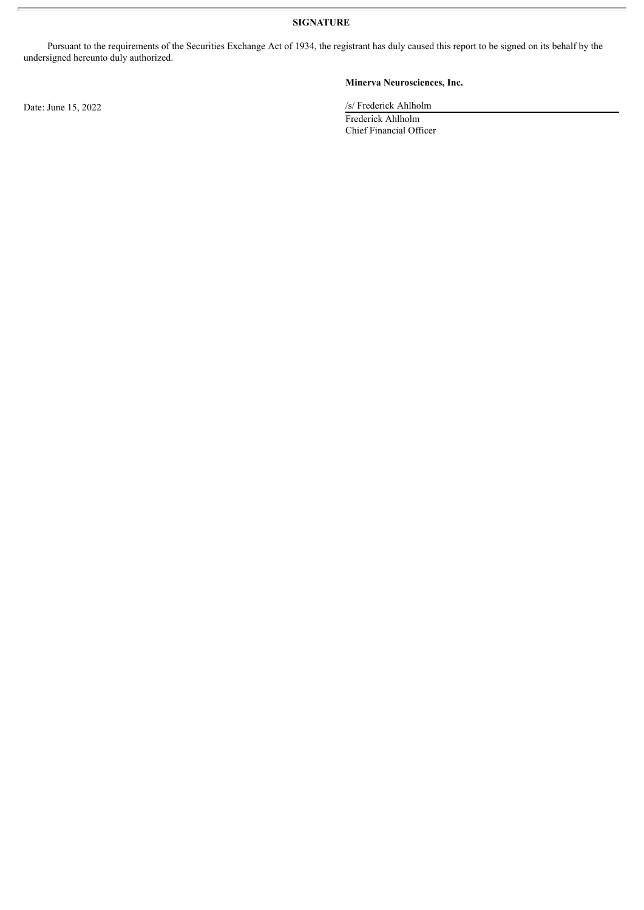## SIGNATURE

Pursuant to the requirements of the Securities Exchange Act of 1934, the registrant has duly caused this report to be signed on its behalf by the undersigned hereunto duly authorized.

**Minerva Neurosciences, Inc.**

Date: June 15, 2022

/s/ Frederick Ahlholm

Frederick Ahlholm
Chief Financial Officer